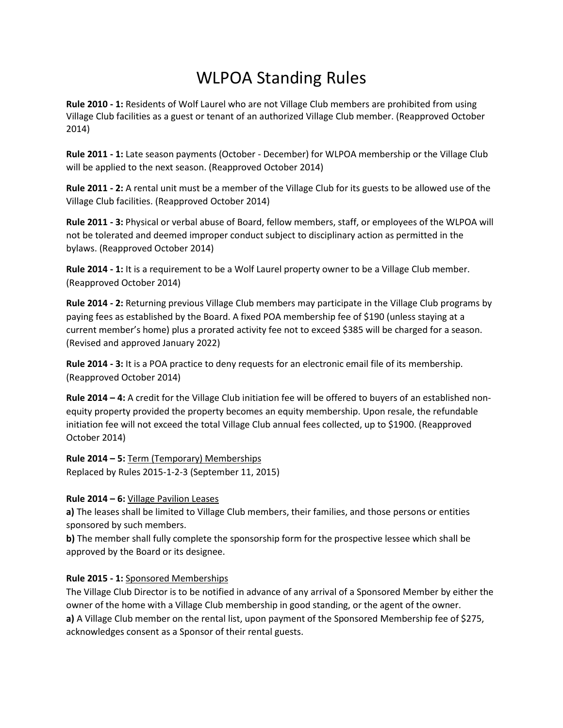# WLPOA Standing Rules

**Rule 2010 - 1:** Residents of Wolf Laurel who are not Village Club members are prohibited from using Village Club facilities as a guest or tenant of an authorized Village Club member. (Reapproved October 2014)

**Rule 2011 - 1:** Late season payments (October - December) for WLPOA membership or the Village Club will be applied to the next season. (Reapproved October 2014)

**Rule 2011 - 2:** A rental unit must be a member of the Village Club for its guests to be allowed use of the Village Club facilities. (Reapproved October 2014)

**Rule 2011 - 3:** Physical or verbal abuse of Board, fellow members, staff, or employees of the WLPOA will not be tolerated and deemed improper conduct subject to disciplinary action as permitted in the bylaws. (Reapproved October 2014)

**Rule 2014 - 1:** It is a requirement to be a Wolf Laurel property owner to be a Village Club member. (Reapproved October 2014)

**Rule 2014 - 2:** Returning previous Village Club members may participate in the Village Club programs by paying fees as established by the Board. A fixed POA membership fee of $190 (unless staying at a current member's home) plus a prorated activity fee not to exceed $385 will be charged for a season. (Revised and approved January 2022)

**Rule 2014 - 3:** It is a POA practice to deny requests for an electronic email file of its membership. (Reapproved October 2014)

**Rule 2014 – 4:** A credit for the Village Club initiation fee will be offered to buyers of an established non-equity property provided the property becomes an equity membership. Upon resale, the refundable initiation fee will not exceed the total Village Club annual fees collected, up to $1900. (Reapproved October 2014)

**Rule 2014 – 5:** Term (Temporary) Memberships
Replaced by Rules 2015-1-2-3 (September 11, 2015)

**Rule 2014 – 6:** Village Pavilion Leases
**a)** The leases shall be limited to Village Club members, their families, and those persons or entities sponsored by such members.
**b)** The member shall fully complete the sponsorship form for the prospective lessee which shall be approved by the Board or its designee.

**Rule 2015 - 1:** Sponsored Memberships
The Village Club Director is to be notified in advance of any arrival of a Sponsored Member by either the owner of the home with a Village Club membership in good standing, or the agent of the owner.
**a)** A Village Club member on the rental list, upon payment of the Sponsored Membership fee of $275, acknowledges consent as a Sponsor of their rental guests.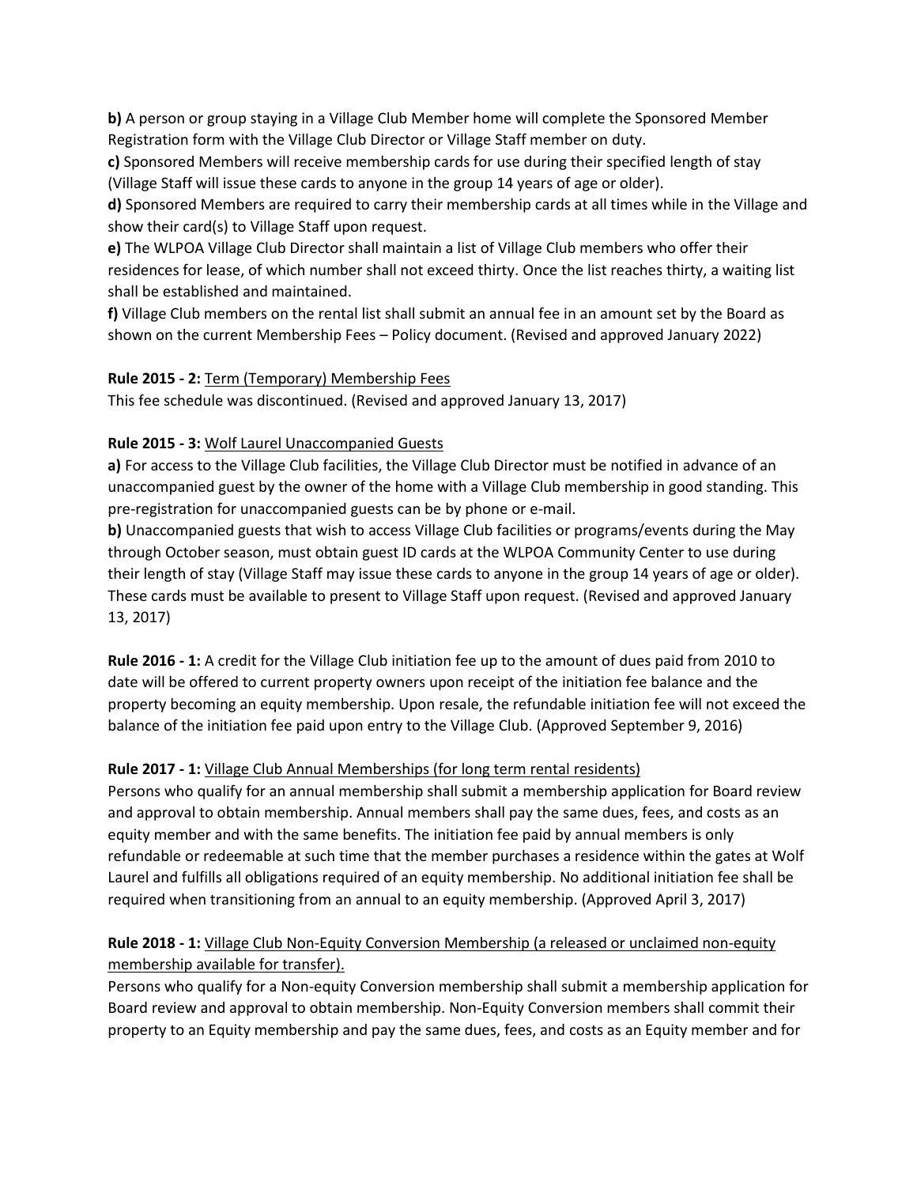**b)** A person or group staying in a Village Club Member home will complete the Sponsored Member Registration form with the Village Club Director or Village Staff member on duty.

**c)** Sponsored Members will receive membership cards for use during their specified length of stay (Village Staff will issue these cards to anyone in the group 14 years of age or older).

**d)** Sponsored Members are required to carry their membership cards at all times while in the Village and show their card(s) to Village Staff upon request.

**e)** The WLPOA Village Club Director shall maintain a list of Village Club members who offer their residences for lease, of which number shall not exceed thirty. Once the list reaches thirty, a waiting list shall be established and maintained.

**f)** Village Club members on the rental list shall submit an annual fee in an amount set by the Board as shown on the current Membership Fees – Policy document. (Revised and approved January 2022)

**Rule 2015 - 2:** Term (Temporary) Membership Fees

This fee schedule was discontinued. (Revised and approved January 13, 2017)

**Rule 2015 - 3:** Wolf Laurel Unaccompanied Guests

**a)** For access to the Village Club facilities, the Village Club Director must be notified in advance of an unaccompanied guest by the owner of the home with a Village Club membership in good standing. This pre-registration for unaccompanied guests can be by phone or e-mail.

**b)** Unaccompanied guests that wish to access Village Club facilities or programs/events during the May through October season, must obtain guest ID cards at the WLPOA Community Center to use during their length of stay (Village Staff may issue these cards to anyone in the group 14 years of age or older). These cards must be available to present to Village Staff upon request. (Revised and approved January 13, 2017)

**Rule 2016 - 1:** A credit for the Village Club initiation fee up to the amount of dues paid from 2010 to date will be offered to current property owners upon receipt of the initiation fee balance and the property becoming an equity membership. Upon resale, the refundable initiation fee will not exceed the balance of the initiation fee paid upon entry to the Village Club. (Approved September 9, 2016)

**Rule 2017 - 1:** Village Club Annual Memberships (for long term rental residents)

Persons who qualify for an annual membership shall submit a membership application for Board review and approval to obtain membership. Annual members shall pay the same dues, fees, and costs as an equity member and with the same benefits. The initiation fee paid by annual members is only refundable or redeemable at such time that the member purchases a residence within the gates at Wolf Laurel and fulfills all obligations required of an equity membership. No additional initiation fee shall be required when transitioning from an annual to an equity membership. (Approved April 3, 2017)

**Rule 2018 - 1:** Village Club Non-Equity Conversion Membership (a released or unclaimed non-equity membership available for transfer).

Persons who qualify for a Non-equity Conversion membership shall submit a membership application for Board review and approval to obtain membership. Non-Equity Conversion members shall commit their property to an Equity membership and pay the same dues, fees, and costs as an Equity member and for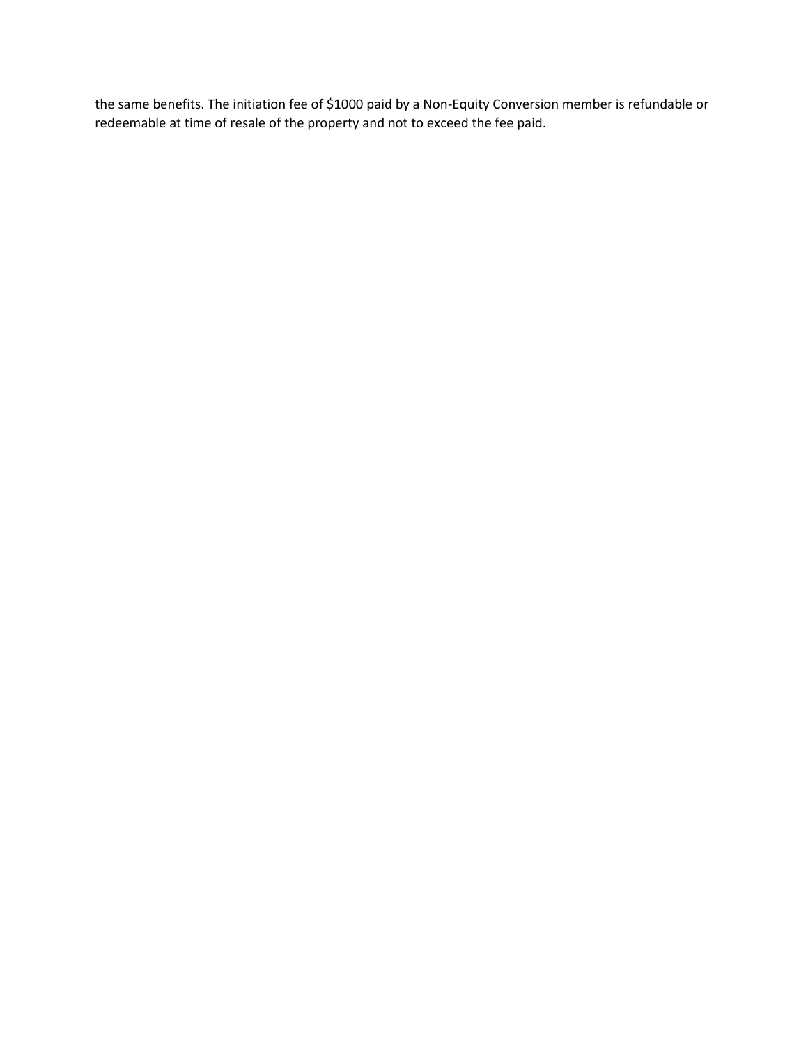the same benefits. The initiation fee of $1000 paid by a Non-Equity Conversion member is refundable or redeemable at time of resale of the property and not to exceed the fee paid.